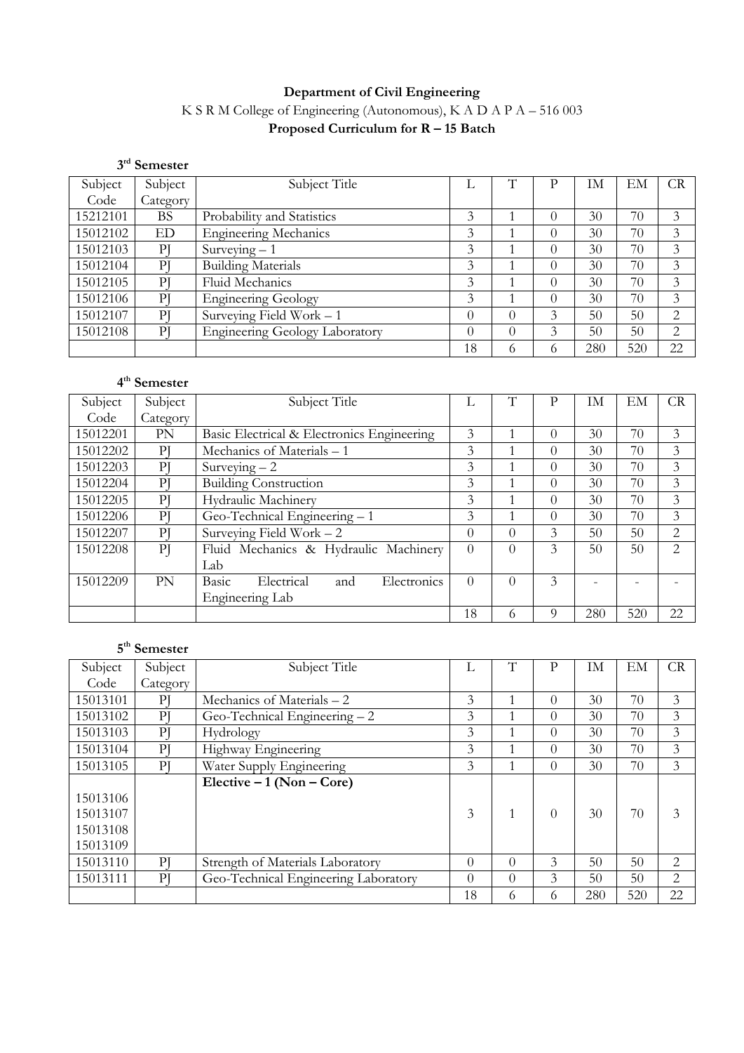**Department of Civil Engineering**

K S R M College of Engineering (Autonomous), K A D A P A – 516 003

**Proposed Curriculum for R – 15 Batch**

**3rd Semester**

| Subject Code | Subject Category | Subject Title | L | T | P | IM | EM | CR |
|---|---|---|---|---|---|---|---|---|
| 15212101 | BS | Probability and Statistics | 3 | 1 | 0 | 30 | 70 | 3 |
| 15012102 | ED | Engineering Mechanics | 3 | 1 | 0 | 30 | 70 | 3 |
| 15012103 | PJ | Surveying – 1 | 3 | 1 | 0 | 30 | 70 | 3 |
| 15012104 | PJ | Building Materials | 3 | 1 | 0 | 30 | 70 | 3 |
| 15012105 | PJ | Fluid Mechanics | 3 | 1 | 0 | 30 | 70 | 3 |
| 15012106 | PJ | Engineering Geology | 3 | 1 | 0 | 30 | 70 | 3 |
| 15012107 | PJ | Surveying Field Work – 1 | 0 | 0 | 3 | 50 | 50 | 2 |
| 15012108 | PJ | Engineering Geology Laboratory | 0 | 0 | 3 | 50 | 50 | 2 |
| | | | 18 | 6 | 6 | 280 | 520 | 22 |

**4th Semester**

| Subject Code | Subject Category | Subject Title | L | T | P | IM | EM | CR |
|---|---|---|---|---|---|---|---|---|
| 15012201 | PN | Basic Electrical & Electronics Engineering | 3 | 1 | 0 | 30 | 70 | 3 |
| 15012202 | PJ | Mechanics of Materials – 1 | 3 | 1 | 0 | 30 | 70 | 3 |
| 15012203 | PJ | Surveying – 2 | 3 | 1 | 0 | 30 | 70 | 3 |
| 15012204 | PJ | Building Construction | 3 | 1 | 0 | 30 | 70 | 3 |
| 15012205 | PJ | Hydraulic Machinery | 3 | 1 | 0 | 30 | 70 | 3 |
| 15012206 | PJ | Geo-Technical Engineering – 1 | 3 | 1 | 0 | 30 | 70 | 3 |
| 15012207 | PJ | Surveying Field Work – 2 | 0 | 0 | 3 | 50 | 50 | 2 |
| 15012208 | PJ | Fluid Mechanics & Hydraulic Machinery Lab | 0 | 0 | 3 | 50 | 50 | 2 |
| 15012209 | PN | Basic Electrical and Electronics Engineering Lab | 0 | 0 | 3 | - | - | - |
| | | | 18 | 6 | 9 | 280 | 520 | 22 |

**5th Semester**

| Subject Code | Subject Category | Subject Title | L | T | P | IM | EM | CR |
|---|---|---|---|---|---|---|---|---|
| 15013101 | PJ | Mechanics of Materials – 2 | 3 | 1 | 0 | 30 | 70 | 3 |
| 15013102 | PJ | Geo-Technical Engineering – 2 | 3 | 1 | 0 | 30 | 70 | 3 |
| 15013103 | PJ | Hydrology | 3 | 1 | 0 | 30 | 70 | 3 |
| 15013104 | PJ | Highway Engineering | 3 | 1 | 0 | 30 | 70 | 3 |
| 15013105 | PJ | Water Supply Engineering | 3 | 1 | 0 | 30 | 70 | 3 |
| 15013106<br>15013107<br>15013108<br>15013109 | | **Elective – 1 (Non – Core)** | 3 | 1 | 0 | 30 | 70 | 3 |
| 15013110 | PJ | Strength of Materials Laboratory | 0 | 0 | 3 | 50 | 50 | 2 |
| 15013111 | PJ | Geo-Technical Engineering Laboratory | 0 | 0 | 3 | 50 | 50 | 2 |
| | | | 18 | 6 | 6 | 280 | 520 | 22 |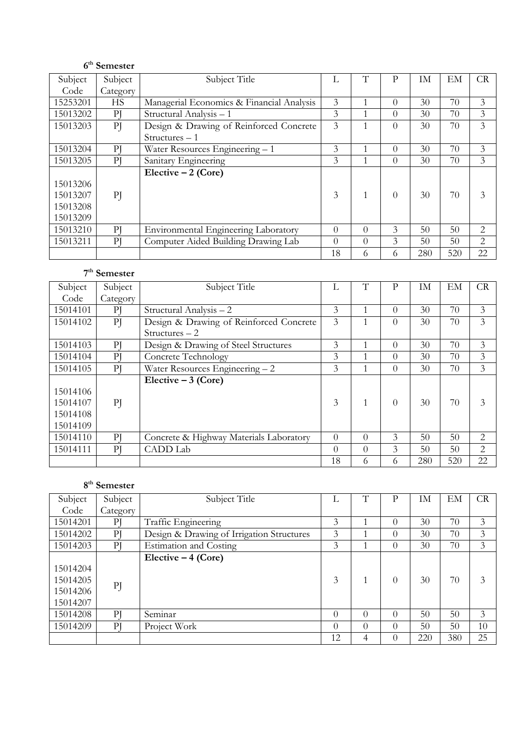### 6th Semester

| Subject Code | Subject Category | Subject Title | L | T | P | IM | EM | CR |
|---|---|---|---|---|---|---|---|---|
| 15253201 | HS | Managerial Economics & Financial Analysis | 3 | 1 | 0 | 30 | 70 | 3 |
| 15013202 | PJ | Structural Analysis – 1 | 3 | 1 | 0 | 30 | 70 | 3 |
| 15013203 | PJ | Design & Drawing of Reinforced Concrete Structures – 1 | 3 | 1 | 0 | 30 | 70 | 3 |
| 15013204 | PJ | Water Resources Engineering – 1 | 3 | 1 | 0 | 30 | 70 | 3 |
| 15013205 | PJ | Sanitary Engineering | 3 | 1 | 0 | 30 | 70 | 3 |
| 15013206<br>15013207<br>15013208<br>15013209 | PJ | **Elective – 2 (Core)** | 3 | 1 | 0 | 30 | 70 | 3 |
| 15013210 | PJ | Environmental Engineering Laboratory | 0 | 0 | 3 | 50 | 50 | 2 |
| 15013211 | PJ | Computer Aided Building Drawing Lab | 0 | 0 | 3 | 50 | 50 | 2 |
| | | | 18 | 6 | 6 | 280 | 520 | 22 |

### 7th Semester

| Subject Code | Subject Category | Subject Title | L | T | P | IM | EM | CR |
|---|---|---|---|---|---|---|---|---|
| 15014101 | PJ | Structural Analysis – 2 | 3 | 1 | 0 | 30 | 70 | 3 |
| 15014102 | PJ | Design & Drawing of Reinforced Concrete Structures – 2 | 3 | 1 | 0 | 30 | 70 | 3 |
| 15014103 | PJ | Design & Drawing of Steel Structures | 3 | 1 | 0 | 30 | 70 | 3 |
| 15014104 | PJ | Concrete Technology | 3 | 1 | 0 | 30 | 70 | 3 |
| 15014105 | PJ | Water Resources Engineering – 2 | 3 | 1 | 0 | 30 | 70 | 3 |
| 15014106<br>15014107<br>15014108<br>15014109 | PJ | **Elective – 3 (Core)** | 3 | 1 | 0 | 30 | 70 | 3 |
| 15014110 | PJ | Concrete & Highway Materials Laboratory | 0 | 0 | 3 | 50 | 50 | 2 |
| 15014111 | PJ | CADD Lab | 0 | 0 | 3 | 50 | 50 | 2 |
| | | | 18 | 6 | 6 | 280 | 520 | 22 |

### 8th Semester

| Subject Code | Subject Category | Subject Title | L | T | P | IM | EM | CR |
|---|---|---|---|---|---|---|---|---|
| 15014201 | PJ | Traffic Engineering | 3 | 1 | 0 | 30 | 70 | 3 |
| 15014202 | PJ | Design & Drawing of Irrigation Structures | 3 | 1 | 0 | 30 | 70 | 3 |
| 15014203 | PJ | Estimation and Costing | 3 | 1 | 0 | 30 | 70 | 3 |
| 15014204<br>15014205<br>15014206<br>15014207 | PJ | **Elective – 4 (Core)** | 3 | 1 | 0 | 30 | 70 | 3 |
| 15014208 | PJ | Seminar | 0 | 0 | 0 | 50 | 50 | 3 |
| 15014209 | PJ | Project Work | 0 | 0 | 0 | 50 | 50 | 10 |
| | | | 12 | 4 | 0 | 220 | 380 | 25 |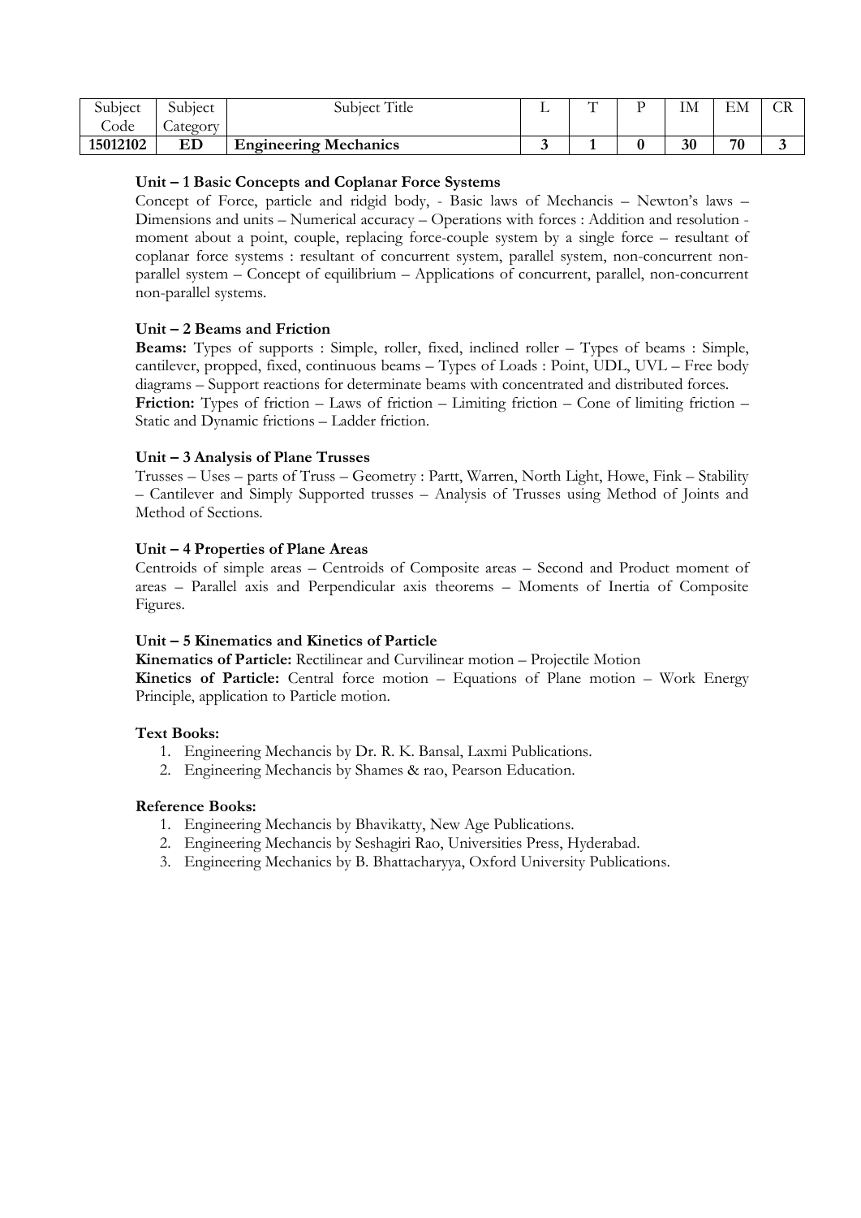| Subject Code | Subject Category | Subject Title | L | T | P | IM | EM | CR |
|---|---|---|---|---|---|---|---|---|
| **15012102** | **ED** | **Engineering Mechanics** | **3** | **1** | **0** | **30** | **70** | **3** |

**Unit – 1 Basic Concepts and Coplanar Force Systems**

Concept of Force, particle and ridgid body, - Basic laws of Mechancis – Newton's laws – Dimensions and units – Numerical accuracy – Operations with forces : Addition and resolution - moment about a point, couple, replacing force-couple system by a single force – resultant of coplanar force systems : resultant of concurrent system, parallel system, non-concurrent non-parallel system – Concept of equilibrium – Applications of concurrent, parallel, non-concurrent non-parallel systems.

**Unit – 2 Beams and Friction**

**Beams:** Types of supports : Simple, roller, fixed, inclined roller – Types of beams : Simple, cantilever, propped, fixed, continuous beams – Types of Loads : Point, UDL, UVL – Free body diagrams – Support reactions for determinate beams with concentrated and distributed forces.

**Friction:** Types of friction – Laws of friction – Limiting friction – Cone of limiting friction – Static and Dynamic frictions – Ladder friction.

**Unit – 3 Analysis of Plane Trusses**

Trusses – Uses – parts of Truss – Geometry : Partt, Warren, North Light, Howe, Fink – Stability – Cantilever and Simply Supported trusses – Analysis of Trusses using Method of Joints and Method of Sections.

**Unit – 4 Properties of Plane Areas**

Centroids of simple areas – Centroids of Composite areas – Second and Product moment of areas – Parallel axis and Perpendicular axis theorems – Moments of Inertia of Composite Figures.

**Unit – 5 Kinematics and Kinetics of Particle**

**Kinematics of Particle:** Rectilinear and Curvilinear motion – Projectile Motion

**Kinetics of Particle:** Central force motion – Equations of Plane motion – Work Energy Principle, application to Particle motion.

**Text Books:**

1. Engineering Mechancis by Dr. R. K. Bansal, Laxmi Publications.
2. Engineering Mechancis by Shames & rao, Pearson Education.

**Reference Books:**

1. Engineering Mechancis by Bhavikatty, New Age Publications.
2. Engineering Mechancis by Seshagiri Rao, Universities Press, Hyderabad.
3. Engineering Mechanics by B. Bhattacharyya, Oxford University Publications.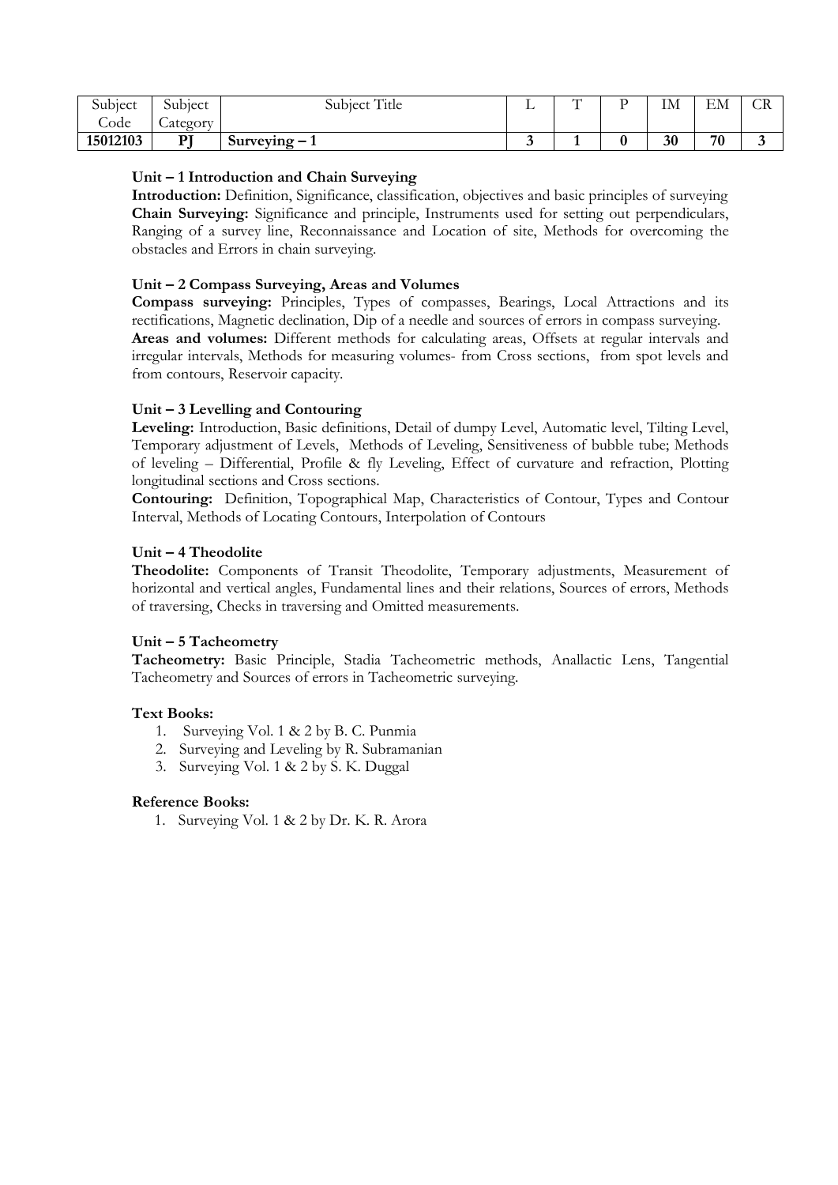| Subject Code | Subject Category | Subject Title | L | T | P | IM | EM | CR |
|---|---|---|---|---|---|---|---|---|
| **15012103** | **PJ** | **Surveying – 1** | **3** | **1** | **0** | **30** | **70** | **3** |

**Unit – 1 Introduction and Chain Surveying**

**Introduction:** Definition, Significance, classification, objectives and basic principles of surveying
**Chain Surveying:** Significance and principle, Instruments used for setting out perpendiculars, Ranging of a survey line, Reconnaissance and Location of site, Methods for overcoming the obstacles and Errors in chain surveying.

**Unit – 2 Compass Surveying, Areas and Volumes**

**Compass surveying:** Principles, Types of compasses, Bearings, Local Attractions and its rectifications, Magnetic declination, Dip of a needle and sources of errors in compass surveying.
**Areas and volumes:** Different methods for calculating areas, Offsets at regular intervals and irregular intervals, Methods for measuring volumes- from Cross sections, from spot levels and from contours, Reservoir capacity.

**Unit – 3 Levelling and Contouring**

**Leveling:** Introduction, Basic definitions, Detail of dumpy Level, Automatic level, Tilting Level, Temporary adjustment of Levels, Methods of Leveling, Sensitiveness of bubble tube; Methods of leveling – Differential, Profile & fly Leveling, Effect of curvature and refraction, Plotting longitudinal sections and Cross sections.
**Contouring:** Definition, Topographical Map, Characteristics of Contour, Types and Contour Interval, Methods of Locating Contours, Interpolation of Contours

**Unit – 4 Theodolite**

**Theodolite:** Components of Transit Theodolite, Temporary adjustments, Measurement of horizontal and vertical angles, Fundamental lines and their relations, Sources of errors, Methods of traversing, Checks in traversing and Omitted measurements.

**Unit – 5 Tacheometry**

**Tacheometry:** Basic Principle, Stadia Tacheometric methods, Anallactic Lens, Tangential Tacheometry and Sources of errors in Tacheometric surveying.

**Text Books:**

1. Surveying Vol. 1 & 2 by B. C. Punmia
2. Surveying and Leveling by R. Subramanian
3. Surveying Vol. 1 & 2 by S. K. Duggal

**Reference Books:**

1. Surveying Vol. 1 & 2 by Dr. K. R. Arora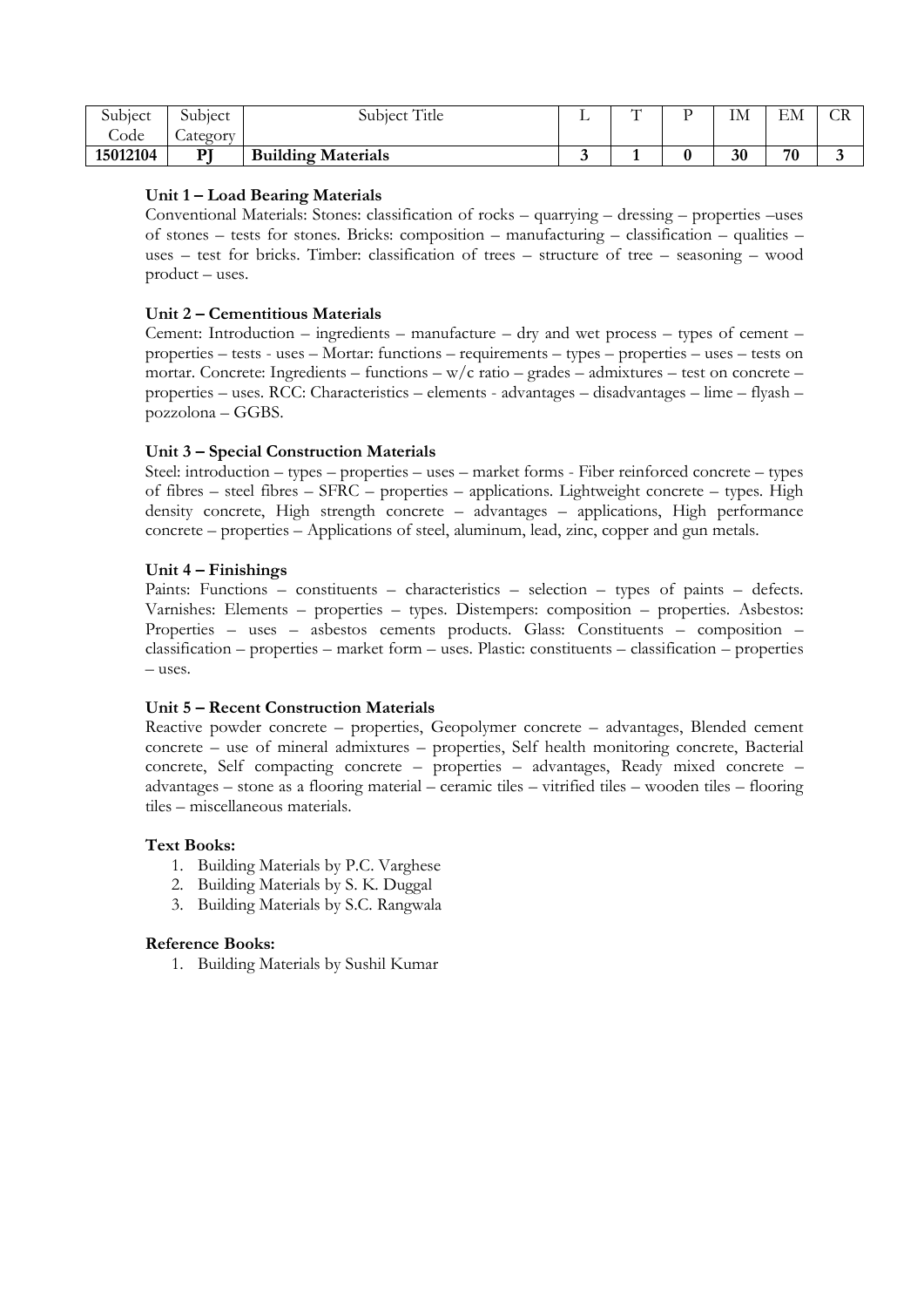| Subject Code | Subject Category | Subject Title | L | T | P | IM | EM | CR |
|---|---|---|---|---|---|---|---|---|
| **15012104** | **PJ** | **Building Materials** | **3** | **1** | **0** | **30** | **70** | **3** |

**Unit 1 – Load Bearing Materials**

Conventional Materials: Stones: classification of rocks – quarrying – dressing – properties –uses of stones – tests for stones. Bricks: composition – manufacturing – classification – qualities – uses – test for bricks. Timber: classification of trees – structure of tree – seasoning – wood product – uses.

**Unit 2 – Cementitious Materials**

Cement: Introduction – ingredients – manufacture – dry and wet process – types of cement – properties – tests - uses – Mortar: functions – requirements – types – properties – uses – tests on mortar. Concrete: Ingredients – functions – w/c ratio – grades – admixtures – test on concrete – properties – uses. RCC: Characteristics – elements - advantages – disadvantages – lime – flyash – pozzolona – GGBS.

**Unit 3 – Special Construction Materials**

Steel: introduction – types – properties – uses – market forms - Fiber reinforced concrete – types of fibres – steel fibres – SFRC – properties – applications. Lightweight concrete – types. High density concrete, High strength concrete – advantages – applications, High performance concrete – properties – Applications of steel, aluminum, lead, zinc, copper and gun metals.

**Unit 4 – Finishings**

Paints: Functions – constituents – characteristics – selection – types of paints – defects. Varnishes: Elements – properties – types. Distempers: composition – properties. Asbestos: Properties – uses – asbestos cements products. Glass: Constituents – composition – classification – properties – market form – uses. Plastic: constituents – classification – properties – uses.

**Unit 5 – Recent Construction Materials**

Reactive powder concrete – properties, Geopolymer concrete – advantages, Blended cement concrete – use of mineral admixtures – properties, Self health monitoring concrete, Bacterial concrete, Self compacting concrete – properties – advantages, Ready mixed concrete – advantages – stone as a flooring material – ceramic tiles – vitrified tiles – wooden tiles – flooring tiles – miscellaneous materials.

**Text Books:**

1. Building Materials by P.C. Varghese
2. Building Materials by S. K. Duggal
3. Building Materials by S.C. Rangwala

**Reference Books:**

1. Building Materials by Sushil Kumar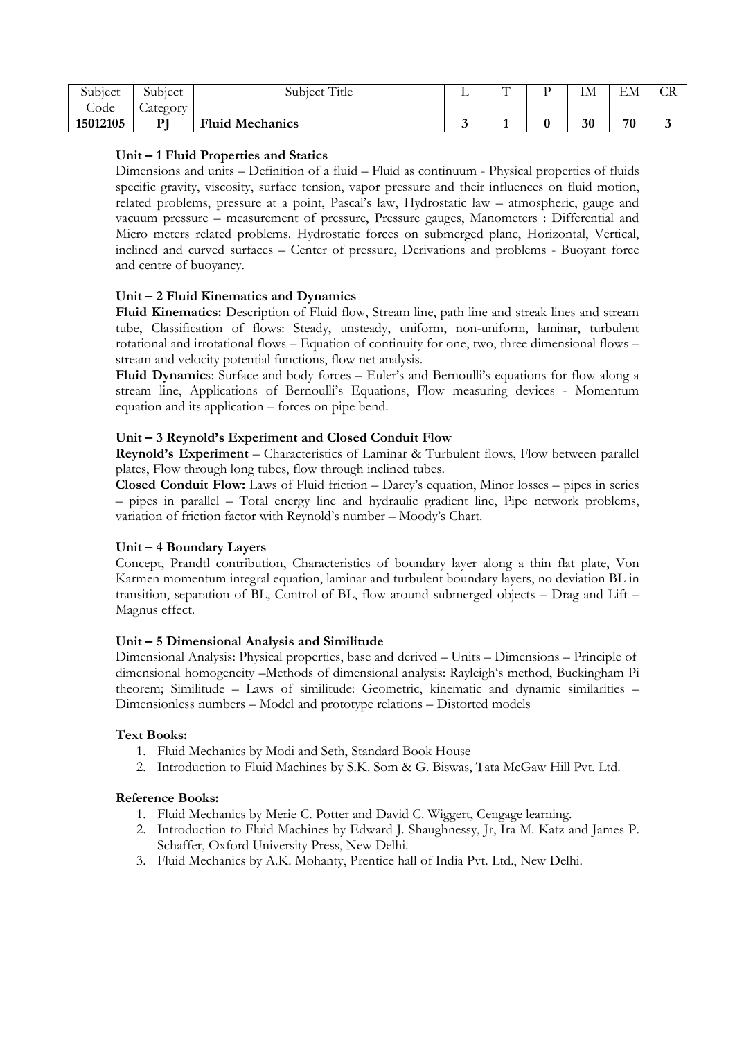| Subject Code | Subject Category | Subject Title | L | T | P | IM | EM | CR |
|---|---|---|---|---|---|---|---|---|
| **15012105** | **PJ** | **Fluid Mechanics** | **3** | **1** | **0** | **30** | **70** | **3** |

**Unit – 1 Fluid Properties and Statics**

Dimensions and units – Definition of a fluid – Fluid as continuum - Physical properties of fluids specific gravity, viscosity, surface tension, vapor pressure and their influences on fluid motion, related problems, pressure at a point, Pascal's law, Hydrostatic law – atmospheric, gauge and vacuum pressure – measurement of pressure, Pressure gauges, Manometers : Differential and Micro meters related problems. Hydrostatic forces on submerged plane, Horizontal, Vertical, inclined and curved surfaces – Center of pressure, Derivations and problems - Buoyant force and centre of buoyancy.

**Unit – 2 Fluid Kinematics and Dynamics**

**Fluid Kinematics:** Description of Fluid flow, Stream line, path line and streak lines and stream tube, Classification of flows: Steady, unsteady, uniform, non-uniform, laminar, turbulent rotational and irrotational flows – Equation of continuity for one, two, three dimensional flows – stream and velocity potential functions, flow net analysis.

**Fluid Dynamics**: Surface and body forces – Euler's and Bernoulli's equations for flow along a stream line, Applications of Bernoulli's Equations, Flow measuring devices - Momentum equation and its application – forces on pipe bend.

**Unit – 3 Reynold's Experiment and Closed Conduit Flow**

**Reynold's Experiment** – Characteristics of Laminar & Turbulent flows, Flow between parallel plates, Flow through long tubes, flow through inclined tubes.

**Closed Conduit Flow:** Laws of Fluid friction – Darcy's equation, Minor losses – pipes in series – pipes in parallel – Total energy line and hydraulic gradient line, Pipe network problems, variation of friction factor with Reynold's number – Moody's Chart.

**Unit – 4 Boundary Layers**

Concept, Prandtl contribution, Characteristics of boundary layer along a thin flat plate, Von Karmen momentum integral equation, laminar and turbulent boundary layers, no deviation BL in transition, separation of BL, Control of BL, flow around submerged objects – Drag and Lift – Magnus effect.

**Unit – 5 Dimensional Analysis and Similitude**

Dimensional Analysis: Physical properties, base and derived – Units – Dimensions – Principle of dimensional homogeneity –Methods of dimensional analysis: Rayleigh's method, Buckingham Pi theorem; Similitude – Laws of similitude: Geometric, kinematic and dynamic similarities – Dimensionless numbers – Model and prototype relations – Distorted models

**Text Books:**

1. Fluid Mechanics by Modi and Seth, Standard Book House
2. Introduction to Fluid Machines by S.K. Som & G. Biswas, Tata McGaw Hill Pvt. Ltd.

**Reference Books:**

1. Fluid Mechanics by Merie C. Potter and David C. Wiggert, Cengage learning.
2. Introduction to Fluid Machines by Edward J. Shaughnessy, Jr, Ira M. Katz and James P. Schaffer, Oxford University Press, New Delhi.
3. Fluid Mechanics by A.K. Mohanty, Prentice hall of India Pvt. Ltd., New Delhi.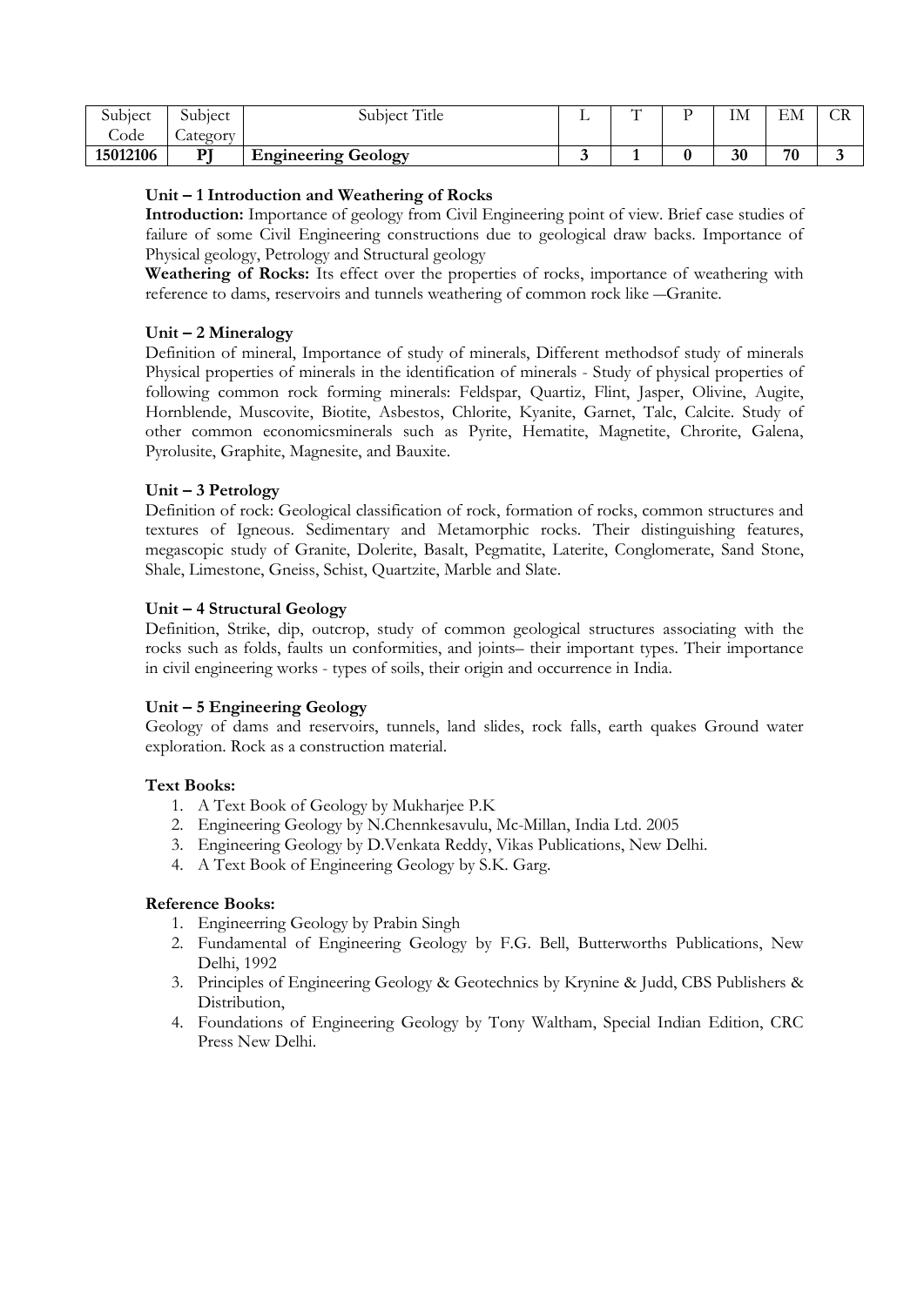| Subject Code | Subject Category | Subject Title | L | T | P | IM | EM | CR |
|---|---|---|---|---|---|---|---|---|
| **15012106** | **PJ** | **Engineering Geology** | **3** | **1** | **0** | **30** | **70** | **3** |

**Unit – 1 Introduction and Weathering of Rocks**

**Introduction:** Importance of geology from Civil Engineering point of view. Brief case studies of failure of some Civil Engineering constructions due to geological draw backs. Importance of Physical geology, Petrology and Structural geology

**Weathering of Rocks:** Its effect over the properties of rocks, importance of weathering with reference to dams, reservoirs and tunnels weathering of common rock like –Granite.

**Unit – 2 Mineralogy**

Definition of mineral, Importance of study of minerals, Different methodsof study of minerals Physical properties of minerals in the identification of minerals - Study of physical properties of following common rock forming minerals: Feldspar, Quartiz, Flint, Jasper, Olivine, Augite, Hornblende, Muscovite, Biotite, Asbestos, Chlorite, Kyanite, Garnet, Talc, Calcite. Study of other common economicsminerals such as Pyrite, Hematite, Magnetite, Chrorite, Galena, Pyrolusite, Graphite, Magnesite, and Bauxite.

**Unit – 3 Petrology**

Definition of rock: Geological classification of rock, formation of rocks, common structures and textures of Igneous. Sedimentary and Metamorphic rocks. Their distinguishing features, megascopic study of Granite, Dolerite, Basalt, Pegmatite, Laterite, Conglomerate, Sand Stone, Shale, Limestone, Gneiss, Schist, Quartzite, Marble and Slate.

**Unit – 4 Structural Geology**

Definition, Strike, dip, outcrop, study of common geological structures associating with the rocks such as folds, faults un conformities, and joints– their important types. Their importance in civil engineering works - types of soils, their origin and occurrence in India.

**Unit – 5 Engineering Geology**

Geology of dams and reservoirs, tunnels, land slides, rock falls, earth quakes Ground water exploration. Rock as a construction material.

**Text Books:**

1. A Text Book of Geology by Mukharjee P.K
2. Engineering Geology by N.Chennkesavulu, Mc-Millan, India Ltd. 2005
3. Engineering Geology by D.Venkata Reddy, Vikas Publications, New Delhi.
4. A Text Book of Engineering Geology by S.K. Garg.

**Reference Books:**

1. Engineerring Geology by Prabin Singh
2. Fundamental of Engineering Geology by F.G. Bell, Butterworths Publications, New Delhi, 1992
3. Principles of Engineering Geology & Geotechnics by Krynine & Judd, CBS Publishers & Distribution,
4. Foundations of Engineering Geology by Tony Waltham, Special Indian Edition, CRC Press New Delhi.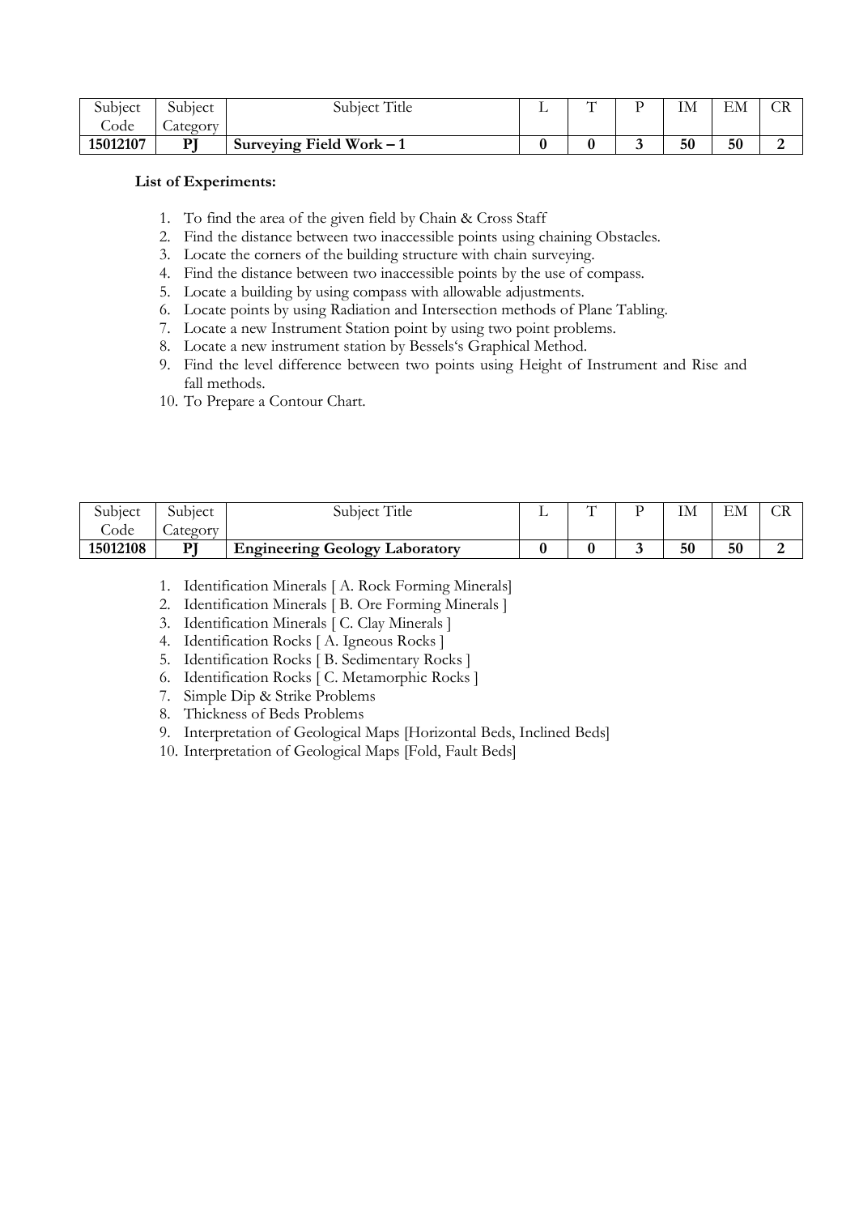| Subject Code | Subject Category | Subject Title | L | T | P | IM | EM | CR |
|---|---|---|---|---|---|---|---|---|
| **15012107** | **PJ** | **Surveying Field Work – 1** | **0** | **0** | **3** | **50** | **50** | **2** |

**List of Experiments:**

1. To find the area of the given field by Chain & Cross Staff
2. Find the distance between two inaccessible points using chaining Obstacles.
3. Locate the corners of the building structure with chain surveying.
4. Find the distance between two inaccessible points by the use of compass.
5. Locate a building by using compass with allowable adjustments.
6. Locate points by using Radiation and Intersection methods of Plane Tabling.
7. Locate a new Instrument Station point by using two point problems.
8. Locate a new instrument station by Bessels's Graphical Method.
9. Find the level difference between two points using Height of Instrument and Rise and fall methods.
10. To Prepare a Contour Chart.

| Subject Code | Subject Category | Subject Title | L | T | P | IM | EM | CR |
|---|---|---|---|---|---|---|---|---|
| **15012108** | **PJ** | **Engineering Geology Laboratory** | **0** | **0** | **3** | **50** | **50** | **2** |

1. Identification Minerals [ A. Rock Forming Minerals]
2. Identification Minerals [ B. Ore Forming Minerals ]
3. Identification Minerals [ C. Clay Minerals ]
4. Identification Rocks [ A. Igneous Rocks ]
5. Identification Rocks [ B. Sedimentary Rocks ]
6. Identification Rocks [ C. Metamorphic Rocks ]
7. Simple Dip & Strike Problems
8. Thickness of Beds Problems
9. Interpretation of Geological Maps [Horizontal Beds, Inclined Beds]
10. Interpretation of Geological Maps [Fold, Fault Beds]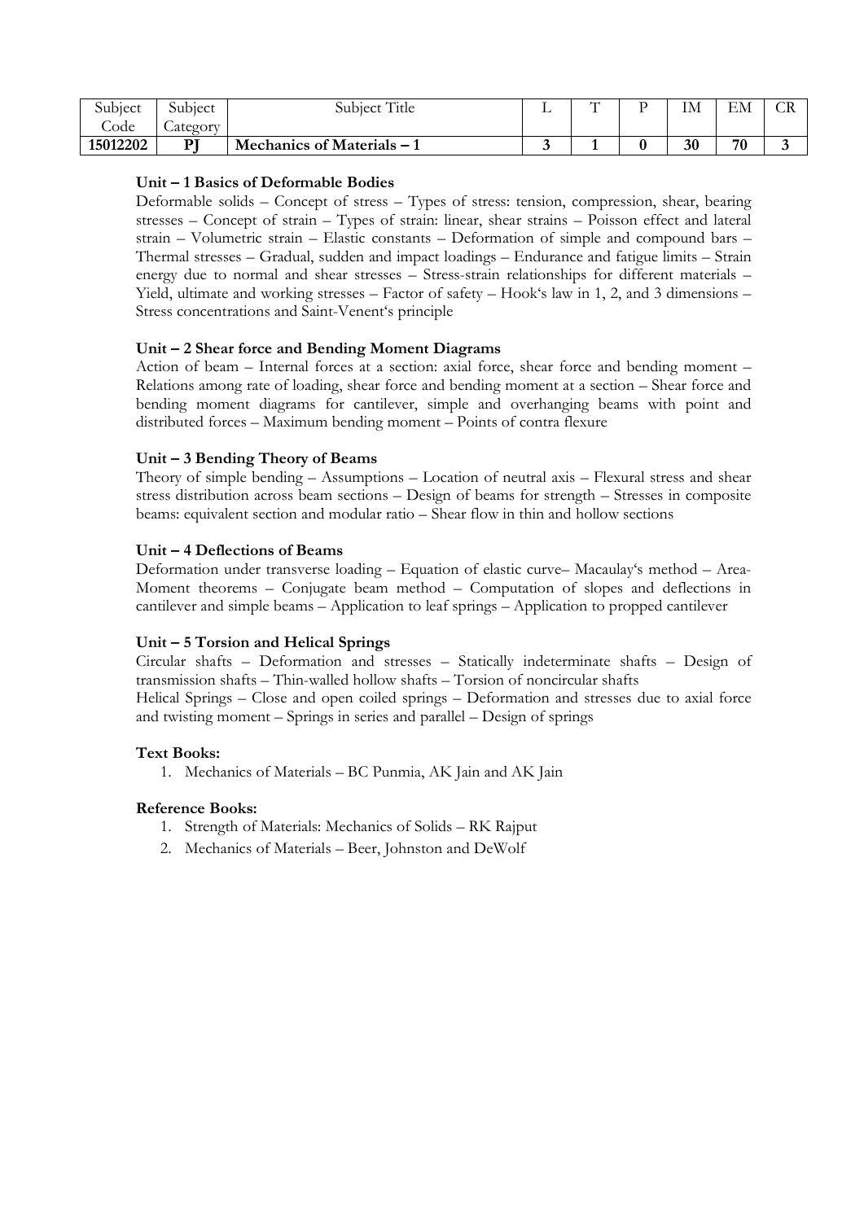| Subject Code | Subject Category | Subject Title | L | T | P | IM | EM | CR |
|---|---|---|---|---|---|---|---|---|
| **15012202** | **PJ** | **Mechanics of Materials – 1** | **3** | **1** | **0** | **30** | **70** | **3** |

**Unit – 1 Basics of Deformable Bodies**

Deformable solids – Concept of stress – Types of stress: tension, compression, shear, bearing stresses – Concept of strain – Types of strain: linear, shear strains – Poisson effect and lateral strain – Volumetric strain – Elastic constants – Deformation of simple and compound bars – Thermal stresses – Gradual, sudden and impact loadings – Endurance and fatigue limits – Strain energy due to normal and shear stresses – Stress-strain relationships for different materials – Yield, ultimate and working stresses – Factor of safety – Hook's law in 1, 2, and 3 dimensions – Stress concentrations and Saint-Venent's principle

**Unit – 2 Shear force and Bending Moment Diagrams**

Action of beam – Internal forces at a section: axial force, shear force and bending moment – Relations among rate of loading, shear force and bending moment at a section – Shear force and bending moment diagrams for cantilever, simple and overhanging beams with point and distributed forces – Maximum bending moment – Points of contra flexure

**Unit – 3 Bending Theory of Beams**

Theory of simple bending – Assumptions – Location of neutral axis – Flexural stress and shear stress distribution across beam sections – Design of beams for strength – Stresses in composite beams: equivalent section and modular ratio – Shear flow in thin and hollow sections

**Unit – 4 Deflections of Beams**

Deformation under transverse loading – Equation of elastic curve– Macaulay's method – Area-Moment theorems – Conjugate beam method – Computation of slopes and deflections in cantilever and simple beams – Application to leaf springs – Application to propped cantilever

**Unit – 5 Torsion and Helical Springs**

Circular shafts – Deformation and stresses – Statically indeterminate shafts – Design of transmission shafts – Thin-walled hollow shafts – Torsion of noncircular shafts

Helical Springs – Close and open coiled springs – Deformation and stresses due to axial force and twisting moment – Springs in series and parallel – Design of springs

**Text Books:**

1. Mechanics of Materials – BC Punmia, AK Jain and AK Jain

**Reference Books:**

1. Strength of Materials: Mechanics of Solids – RK Rajput
2. Mechanics of Materials – Beer, Johnston and DeWolf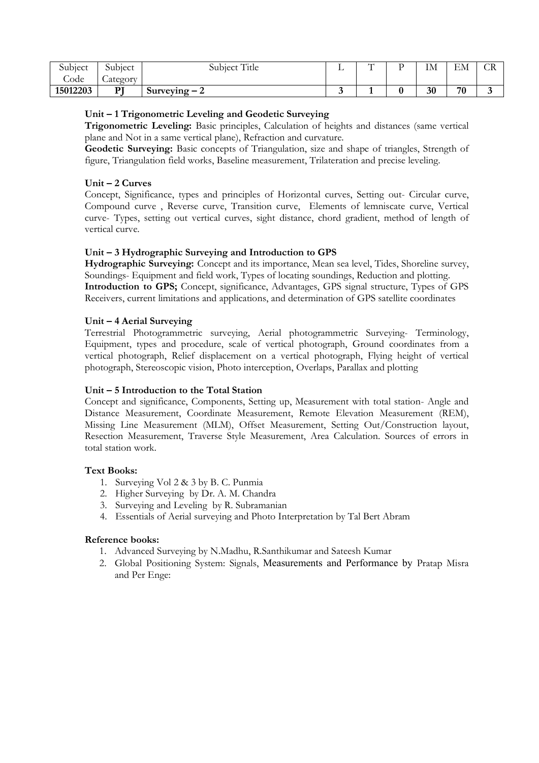| Subject Code | Subject Category | Subject Title | L | T | P | IM | EM | CR |
|---|---|---|---|---|---|---|---|---|
| **15012203** | **PJ** | **Surveying – 2** | **3** | **1** | **0** | **30** | **70** | **3** |

**Unit – 1 Trigonometric Leveling and Geodetic Surveying**

**Trigonometric Leveling:** Basic principles, Calculation of heights and distances (same vertical plane and Not in a same vertical plane), Refraction and curvature.

**Geodetic Surveying:** Basic concepts of Triangulation, size and shape of triangles, Strength of figure, Triangulation field works, Baseline measurement, Trilateration and precise leveling.

**Unit – 2 Curves**

Concept, Significance, types and principles of Horizontal curves, Setting out- Circular curve, Compound curve , Reverse curve, Transition curve, Elements of lemniscate curve, Vertical curve- Types, setting out vertical curves, sight distance, chord gradient, method of length of vertical curve.

**Unit – 3 Hydrographic Surveying and Introduction to GPS**

**Hydrographic Surveying:** Concept and its importance, Mean sea level, Tides, Shoreline survey, Soundings- Equipment and field work, Types of locating soundings, Reduction and plotting.

**Introduction to GPS;** Concept, significance, Advantages, GPS signal structure, Types of GPS Receivers, current limitations and applications, and determination of GPS satellite coordinates

**Unit – 4 Aerial Surveying**

Terrestrial Photogrammetric surveying, Aerial photogrammetric Surveying- Terminology, Equipment, types and procedure, scale of vertical photograph, Ground coordinates from a vertical photograph, Relief displacement on a vertical photograph, Flying height of vertical photograph, Stereoscopic vision, Photo interception, Overlaps, Parallax and plotting

**Unit – 5 Introduction to the Total Station**

Concept and significance, Components, Setting up, Measurement with total station- Angle and Distance Measurement, Coordinate Measurement, Remote Elevation Measurement (REM), Missing Line Measurement (MLM), Offset Measurement, Setting Out/Construction layout, Resection Measurement, Traverse Style Measurement, Area Calculation. Sources of errors in total station work.

**Text Books:**

1. Surveying Vol 2 & 3 by B. C. Punmia
2. Higher Surveying by Dr. A. M. Chandra
3. Surveying and Leveling by R. Subramanian
4. Essentials of Aerial surveying and Photo Interpretation by Tal Bert Abram

**Reference books:**

1. Advanced Surveying by N.Madhu, R.Santhikumar and Sateesh Kumar
2. Global Positioning System: Signals, Measurements and Performance by Pratap Misra and Per Enge: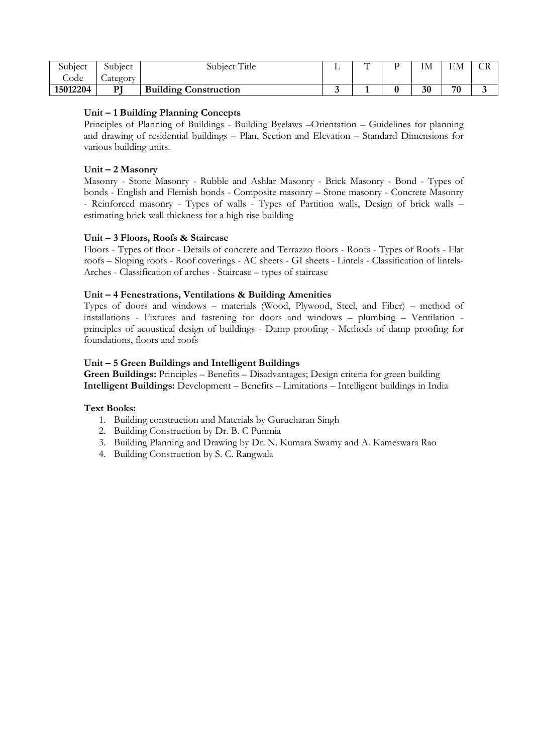| Subject Code | Subject Category | Subject Title | L | T | P | IM | EM | CR |
|---|---|---|---|---|---|---|---|---|
| **15012204** | **PJ** | **Building Construction** | **3** | **1** | **0** | **30** | **70** | **3** |

**Unit – 1 Building Planning Concepts**

Principles of Planning of Buildings - Building Byelaws –Orientation – Guidelines for planning and drawing of residential buildings – Plan, Section and Elevation – Standard Dimensions for various building units.

**Unit – 2 Masonry**

Masonry - Stone Masonry - Rubble and Ashlar Masonry - Brick Masonry - Bond - Types of bonds - English and Flemish bonds - Composite masonry – Stone masonry - Concrete Masonry - Reinforced masonry - Types of walls - Types of Partition walls, Design of brick walls – estimating brick wall thickness for a high rise building

**Unit – 3 Floors, Roofs & Staircase**

Floors - Types of floor - Details of concrete and Terrazzo floors - Roofs - Types of Roofs - Flat roofs – Sloping roofs - Roof coverings - AC sheets - GI sheets - Lintels - Classification of lintels- Arches - Classification of arches - Staircase – types of staircase

**Unit – 4 Fenestrations, Ventilations & Building Amenities**

Types of doors and windows – materials (Wood, Plywood, Steel, and Fiber) – method of installations - Fixtures and fastening for doors and windows – plumbing – Ventilation - principles of acoustical design of buildings - Damp proofing - Methods of damp proofing for foundations, floors and roofs

**Unit – 5 Green Buildings and Intelligent Buildings**

**Green Buildings:** Principles – Benefits – Disadvantages; Design criteria for green building
**Intelligent Buildings:** Development – Benefits – Limitations – Intelligent buildings in India

**Text Books:**

1. Building construction and Materials by Gurucharan Singh
2. Building Construction by Dr. B. C Punmia
3. Building Planning and Drawing by Dr. N. Kumara Swamy and A. Kameswara Rao
4. Building Construction by S. C. Rangwala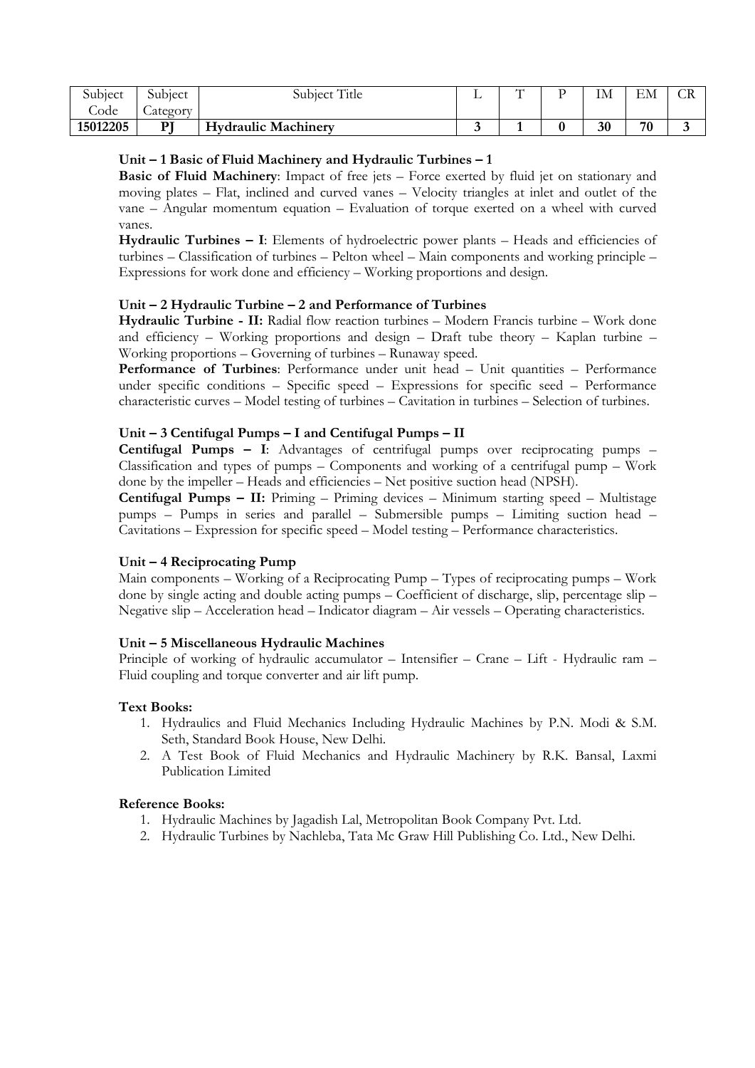| Subject Code | Subject Category | Subject Title | L | T | P | IM | EM | CR |
|---|---|---|---|---|---|---|---|---|
| **15012205** | **PJ** | **Hydraulic Machinery** | **3** | **1** | **0** | **30** | **70** | **3** |

### Unit – 1 Basic of Fluid Machinery and Hydraulic Turbines – 1

**Basic of Fluid Machinery**: Impact of free jets – Force exerted by fluid jet on stationary and moving plates – Flat, inclined and curved vanes – Velocity triangles at inlet and outlet of the vane – Angular momentum equation – Evaluation of torque exerted on a wheel with curved vanes.

**Hydraulic Turbines – I**: Elements of hydroelectric power plants – Heads and efficiencies of turbines – Classification of turbines – Pelton wheel – Main components and working principle – Expressions for work done and efficiency – Working proportions and design.

### Unit – 2 Hydraulic Turbine – 2 and Performance of Turbines

**Hydraulic Turbine - II:** Radial flow reaction turbines – Modern Francis turbine – Work done and efficiency – Working proportions and design – Draft tube theory – Kaplan turbine – Working proportions – Governing of turbines – Runaway speed.

**Performance of Turbines**: Performance under unit head – Unit quantities – Performance under specific conditions – Specific speed – Expressions for specific seed – Performance characteristic curves – Model testing of turbines – Cavitation in turbines – Selection of turbines.

### Unit – 3 Centifugal Pumps – I and Centifugal Pumps – II

**Centifugal Pumps – I**: Advantages of centrifugal pumps over reciprocating pumps – Classification and types of pumps – Components and working of a centrifugal pump – Work done by the impeller – Heads and efficiencies – Net positive suction head (NPSH).

**Centifugal Pumps – II:** Priming – Priming devices – Minimum starting speed – Multistage pumps – Pumps in series and parallel – Submersible pumps – Limiting suction head – Cavitations – Expression for specific speed – Model testing – Performance characteristics.

### Unit – 4 Reciprocating Pump

Main components – Working of a Reciprocating Pump – Types of reciprocating pumps – Work done by single acting and double acting pumps – Coefficient of discharge, slip, percentage slip – Negative slip – Acceleration head – Indicator diagram – Air vessels – Operating characteristics.

### Unit – 5 Miscellaneous Hydraulic Machines

Principle of working of hydraulic accumulator – Intensifier – Crane – Lift - Hydraulic ram – Fluid coupling and torque converter and air lift pump.

### Text Books:

1. Hydraulics and Fluid Mechanics Including Hydraulic Machines by P.N. Modi & S.M. Seth, Standard Book House, New Delhi.
2. A Test Book of Fluid Mechanics and Hydraulic Machinery by R.K. Bansal, Laxmi Publication Limited

### Reference Books:

1. Hydraulic Machines by Jagadish Lal, Metropolitan Book Company Pvt. Ltd.
2. Hydraulic Turbines by Nachleba, Tata Mc Graw Hill Publishing Co. Ltd., New Delhi.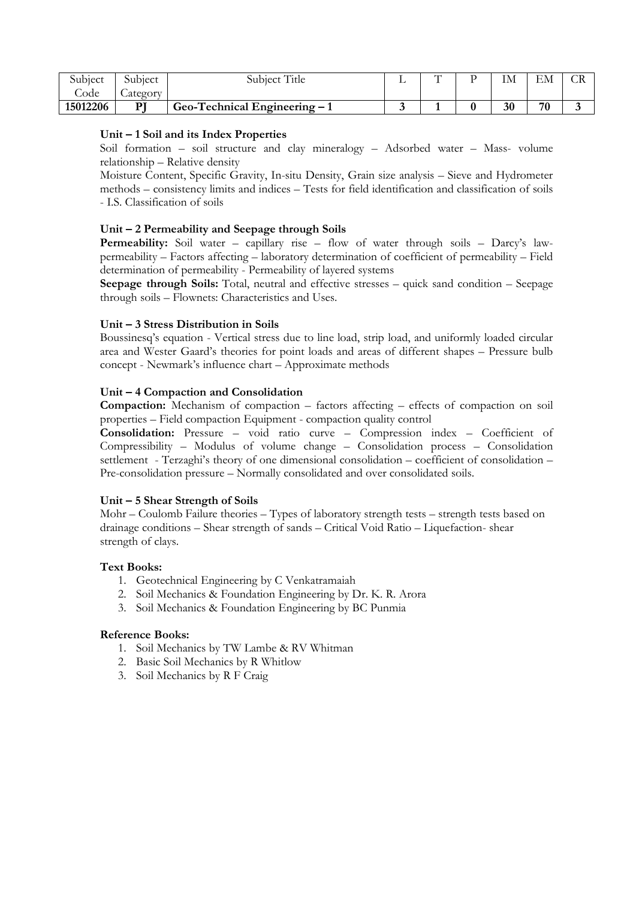| Subject Code | Subject Category | Subject Title | L | T | P | IM | EM | CR |
|---|---|---|---|---|---|---|---|---|
| **15012206** | **PJ** | **Geo-Technical Engineering – 1** | **3** | **1** | **0** | **30** | **70** | **3** |

**Unit – 1 Soil and its Index Properties**

Soil formation – soil structure and clay mineralogy – Adsorbed water – Mass- volume relationship – Relative density

Moisture Content, Specific Gravity, In-situ Density, Grain size analysis – Sieve and Hydrometer methods – consistency limits and indices – Tests for field identification and classification of soils - I.S. Classification of soils

**Unit – 2 Permeability and Seepage through Soils**

**Permeability:** Soil water – capillary rise – flow of water through soils – Darcy's law-permeability – Factors affecting – laboratory determination of coefficient of permeability – Field determination of permeability - Permeability of layered systems

**Seepage through Soils:** Total, neutral and effective stresses – quick sand condition – Seepage through soils – Flownets: Characteristics and Uses.

**Unit – 3 Stress Distribution in Soils**

Boussinesq's equation - Vertical stress due to line load, strip load, and uniformly loaded circular area and Wester Gaard's theories for point loads and areas of different shapes – Pressure bulb concept - Newmark's influence chart – Approximate methods

**Unit – 4 Compaction and Consolidation**

**Compaction:** Mechanism of compaction – factors affecting – effects of compaction on soil properties – Field compaction Equipment - compaction quality control

**Consolidation:** Pressure – void ratio curve – Compression index – Coefficient of Compressibility – Modulus of volume change – Consolidation process – Consolidation settlement - Terzaghi's theory of one dimensional consolidation – coefficient of consolidation – Pre-consolidation pressure – Normally consolidated and over consolidated soils.

**Unit – 5 Shear Strength of Soils**

Mohr – Coulomb Failure theories – Types of laboratory strength tests – strength tests based on drainage conditions – Shear strength of sands – Critical Void Ratio – Liquefaction- shear strength of clays.

**Text Books:**

1. Geotechnical Engineering by C Venkatramaiah
2. Soil Mechanics & Foundation Engineering by Dr. K. R. Arora
3. Soil Mechanics & Foundation Engineering by BC Punmia

**Reference Books:**

1. Soil Mechanics by TW Lambe & RV Whitman
2. Basic Soil Mechanics by R Whitlow
3. Soil Mechanics by R F Craig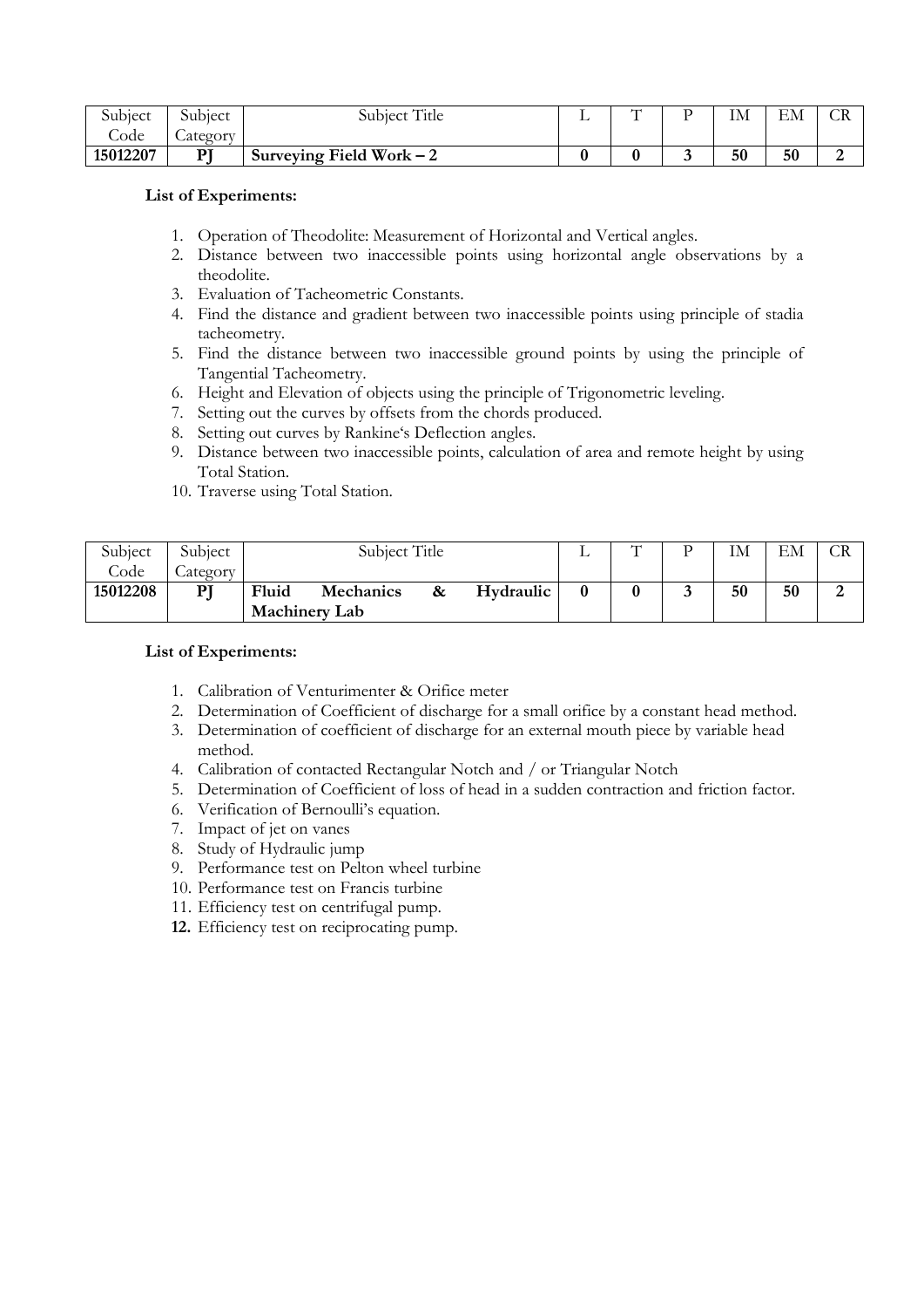| Subject Code | Subject Category | Subject Title | L | T | P | IM | EM | CR |
|---|---|---|---|---|---|---|---|---|
| **15012207** | **PJ** | **Surveying Field Work – 2** | **0** | **0** | **3** | **50** | **50** | **2** |

**List of Experiments:**

1. Operation of Theodolite: Measurement of Horizontal and Vertical angles.
2. Distance between two inaccessible points using horizontal angle observations by a theodolite.
3. Evaluation of Tacheometric Constants.
4. Find the distance and gradient between two inaccessible points using principle of stadia tacheometry.
5. Find the distance between two inaccessible ground points by using the principle of Tangential Tacheometry.
6. Height and Elevation of objects using the principle of Trigonometric leveling.
7. Setting out the curves by offsets from the chords produced.
8. Setting out curves by Rankine's Deflection angles.
9. Distance between two inaccessible points, calculation of area and remote height by using Total Station.
10. Traverse using Total Station.

| Subject Code | Subject Category | Subject Title | L | T | P | IM | EM | CR |
|---|---|---|---|---|---|---|---|---|
| **15012208** | **PJ** | **Fluid Mechanics & Hydraulic Machinery Lab** | **0** | **0** | **3** | **50** | **50** | **2** |

**List of Experiments:**

1. Calibration of Venturimenter & Orifice meter
2. Determination of Coefficient of discharge for a small orifice by a constant head method.
3. Determination of coefficient of discharge for an external mouth piece by variable head method.
4. Calibration of contacted Rectangular Notch and / or Triangular Notch
5. Determination of Coefficient of loss of head in a sudden contraction and friction factor.
6. Verification of Bernoulli's equation.
7. Impact of jet on vanes
8. Study of Hydraulic jump
9. Performance test on Pelton wheel turbine
10. Performance test on Francis turbine
11. Efficiency test on centrifugal pump.
12. Efficiency test on reciprocating pump.